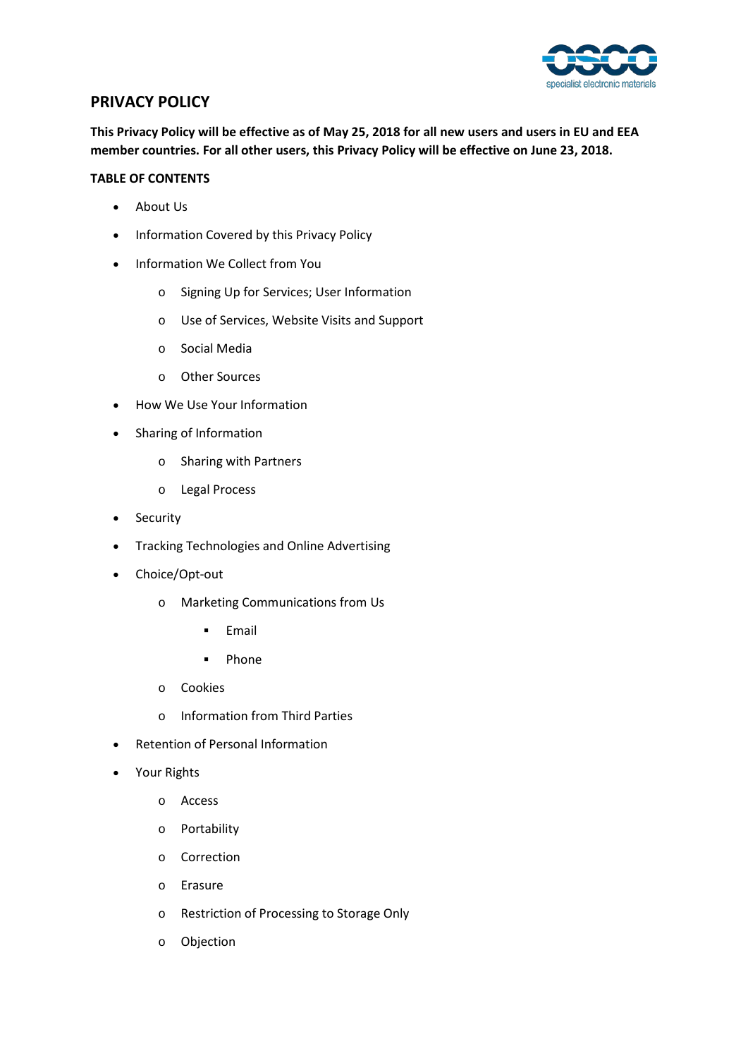# PRIVACY POLICY

**This Privacy Policy will be effective as of May 25, 2018 for all new users and users in EU and EEA member countries. For all other users, this Privacy Policy will be effective on June 23, 2018.**

**TABLE OF CONTENTS**

- About Us
- Information Covered by this Privacy Policy
- Information We Collect from You
  - Signing Up for Services; User Information
  - Use of Services, Website Visits and Support
  - Social Media
  - Other Sources
- How We Use Your Information
- Sharing of Information
  - Sharing with Partners
  - Legal Process
- Security
- Tracking Technologies and Online Advertising
- Choice/Opt-out
  - Marketing Communications from Us
    - Email
    - Phone
  - Cookies
  - Information from Third Parties
- Retention of Personal Information
- Your Rights
  - Access
  - Portability
  - Correction
  - Erasure
  - Restriction of Processing to Storage Only
  - Objection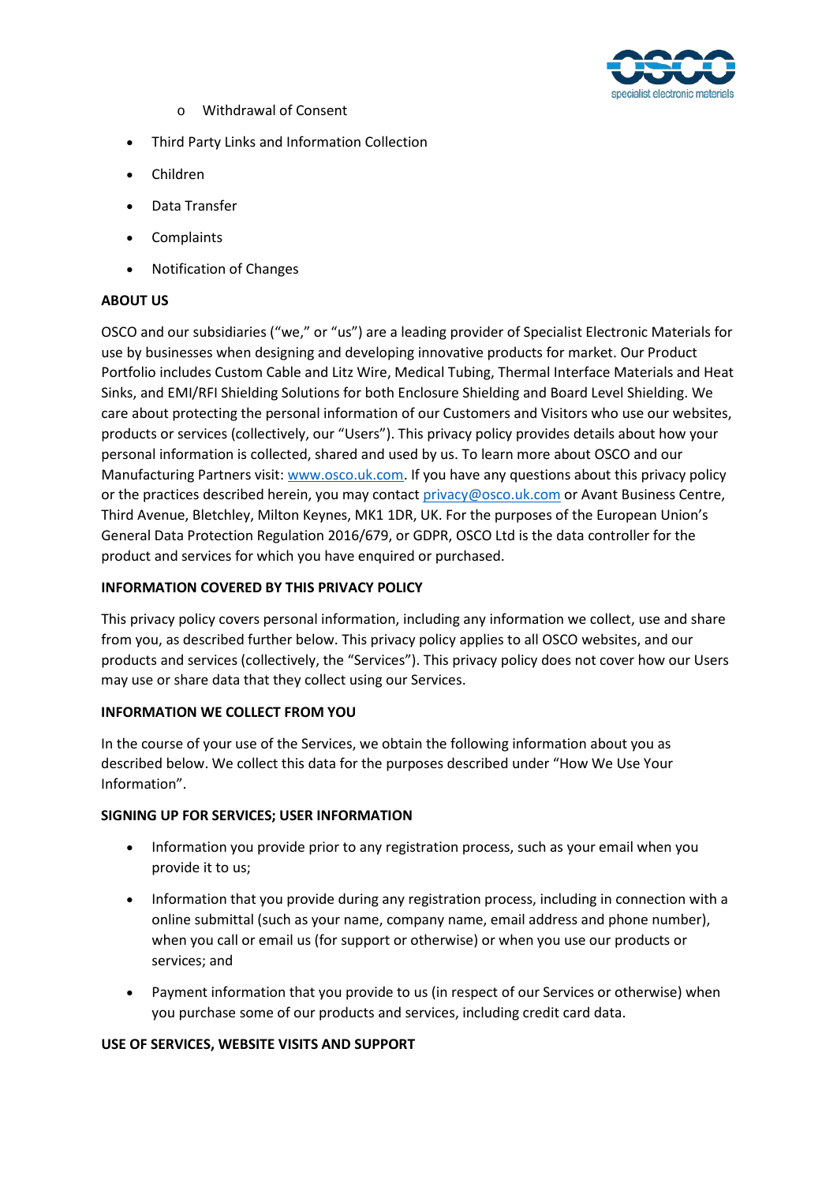- Withdrawal of Consent
- Third Party Links and Information Collection
- Children
- Data Transfer
- Complaints
- Notification of Changes

**ABOUT US**

OSCO and our subsidiaries ("we," or "us") are a leading provider of Specialist Electronic Materials for use by businesses when designing and developing innovative products for market. Our Product Portfolio includes Custom Cable and Litz Wire, Medical Tubing, Thermal Interface Materials and Heat Sinks, and EMI/RFI Shielding Solutions for both Enclosure Shielding and Board Level Shielding. We care about protecting the personal information of our Customers and Visitors who use our websites, products or services (collectively, our "Users"). This privacy policy provides details about how your personal information is collected, shared and used by us. To learn more about OSCO and our Manufacturing Partners visit: www.osco.uk.com. If you have any questions about this privacy policy or the practices described herein, you may contact privacy@osco.uk.com or Avant Business Centre, Third Avenue, Bletchley, Milton Keynes, MK1 1DR, UK. For the purposes of the European Union's General Data Protection Regulation 2016/679, or GDPR, OSCO Ltd is the data controller for the product and services for which you have enquired or purchased.

**INFORMATION COVERED BY THIS PRIVACY POLICY**

This privacy policy covers personal information, including any information we collect, use and share from you, as described further below. This privacy policy applies to all OSCO websites, and our products and services (collectively, the "Services"). This privacy policy does not cover how our Users may use or share data that they collect using our Services.

**INFORMATION WE COLLECT FROM YOU**

In the course of your use of the Services, we obtain the following information about you as described below. We collect this data for the purposes described under "How We Use Your Information".

**SIGNING UP FOR SERVICES; USER INFORMATION**

- Information you provide prior to any registration process, such as your email when you provide it to us;
- Information that you provide during any registration process, including in connection with a online submittal (such as your name, company name, email address and phone number), when you call or email us (for support or otherwise) or when you use our products or services; and
- Payment information that you provide to us (in respect of our Services or otherwise) when you purchase some of our products and services, including credit card data.

**USE OF SERVICES, WEBSITE VISITS AND SUPPORT**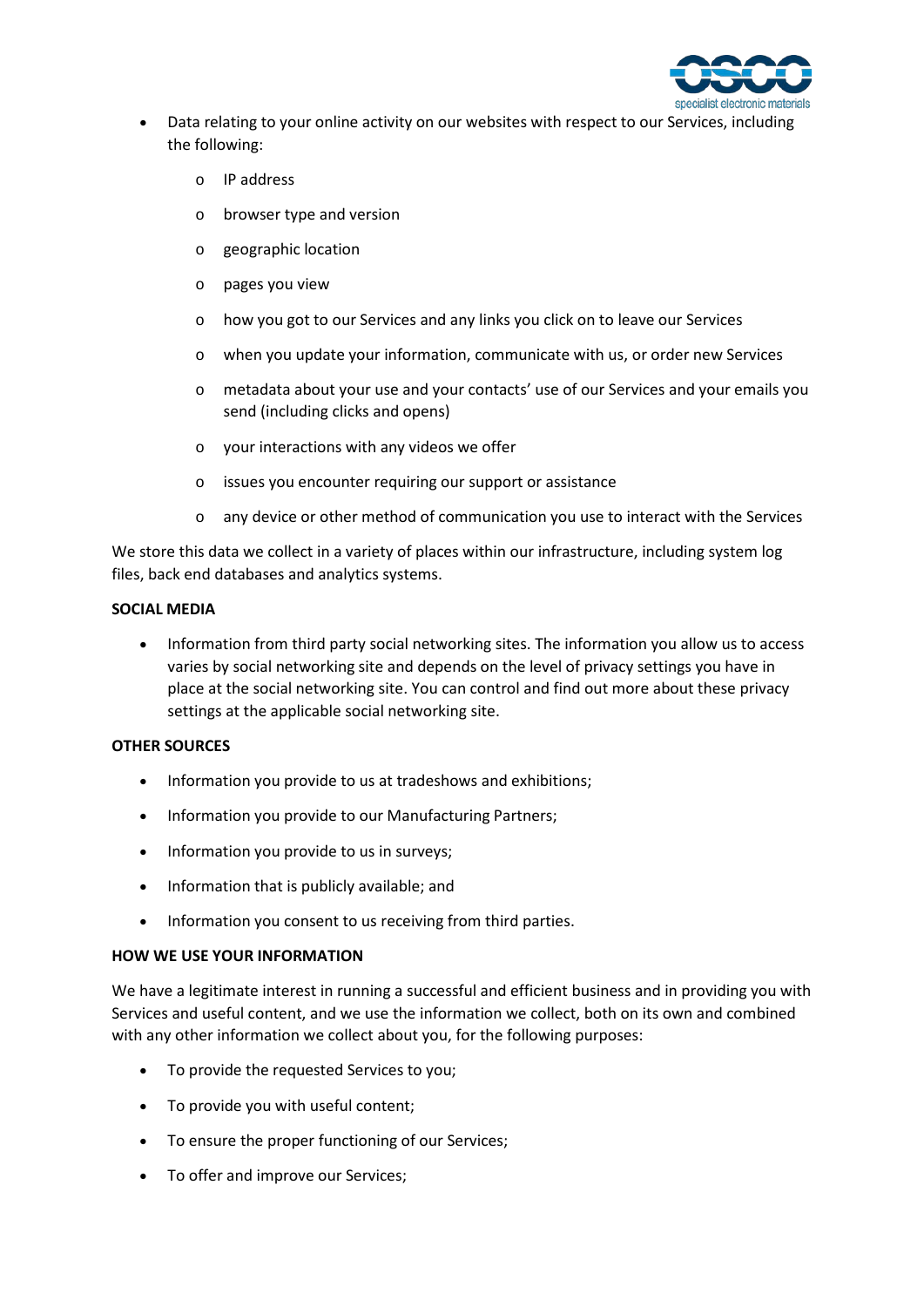- Data relating to your online activity on our websites with respect to our Services, including the following:
  - IP address
  - browser type and version
  - geographic location
  - pages you view
  - how you got to our Services and any links you click on to leave our Services
  - when you update your information, communicate with us, or order new Services
  - metadata about your use and your contacts' use of our Services and your emails you send (including clicks and opens)
  - your interactions with any videos we offer
  - issues you encounter requiring our support or assistance
  - any device or other method of communication you use to interact with the Services

We store this data we collect in a variety of places within our infrastructure, including system log files, back end databases and analytics systems.

**SOCIAL MEDIA**

- Information from third party social networking sites. The information you allow us to access varies by social networking site and depends on the level of privacy settings you have in place at the social networking site. You can control and find out more about these privacy settings at the applicable social networking site.

**OTHER SOURCES**

- Information you provide to us at tradeshows and exhibitions;
- Information you provide to our Manufacturing Partners;
- Information you provide to us in surveys;
- Information that is publicly available; and
- Information you consent to us receiving from third parties.

**HOW WE USE YOUR INFORMATION**

We have a legitimate interest in running a successful and efficient business and in providing you with Services and useful content, and we use the information we collect, both on its own and combined with any other information we collect about you, for the following purposes:

- To provide the requested Services to you;
- To provide you with useful content;
- To ensure the proper functioning of our Services;
- To offer and improve our Services;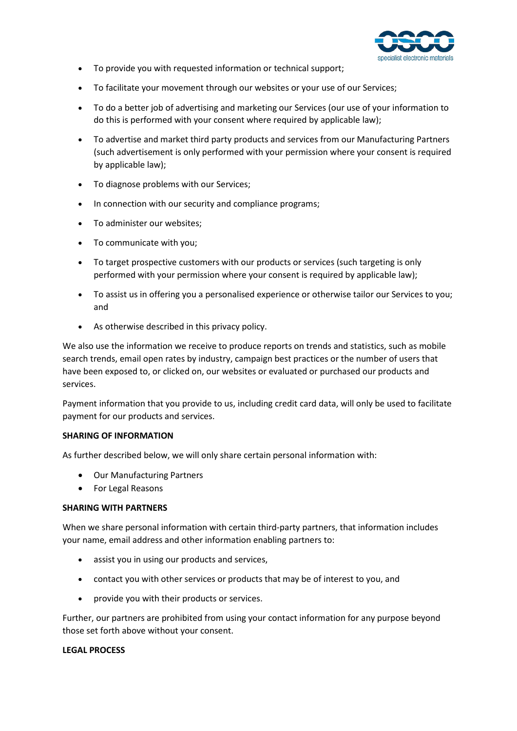- To provide you with requested information or technical support;
- To facilitate your movement through our websites or your use of our Services;
- To do a better job of advertising and marketing our Services (our use of your information to do this is performed with your consent where required by applicable law);
- To advertise and market third party products and services from our Manufacturing Partners (such advertisement is only performed with your permission where your consent is required by applicable law);
- To diagnose problems with our Services;
- In connection with our security and compliance programs;
- To administer our websites;
- To communicate with you;
- To target prospective customers with our products or services (such targeting is only performed with your permission where your consent is required by applicable law);
- To assist us in offering you a personalised experience or otherwise tailor our Services to you; and
- As otherwise described in this privacy policy.

We also use the information we receive to produce reports on trends and statistics, such as mobile search trends, email open rates by industry, campaign best practices or the number of users that have been exposed to, or clicked on, our websites or evaluated or purchased our products and services.

Payment information that you provide to us, including credit card data, will only be used to facilitate payment for our products and services.

**SHARING OF INFORMATION**

As further described below, we will only share certain personal information with:

- Our Manufacturing Partners
- For Legal Reasons

**SHARING WITH PARTNERS**

When we share personal information with certain third-party partners, that information includes your name, email address and other information enabling partners to:

- assist you in using our products and services,
- contact you with other services or products that may be of interest to you, and
- provide you with their products or services.

Further, our partners are prohibited from using your contact information for any purpose beyond those set forth above without your consent.

**LEGAL PROCESS**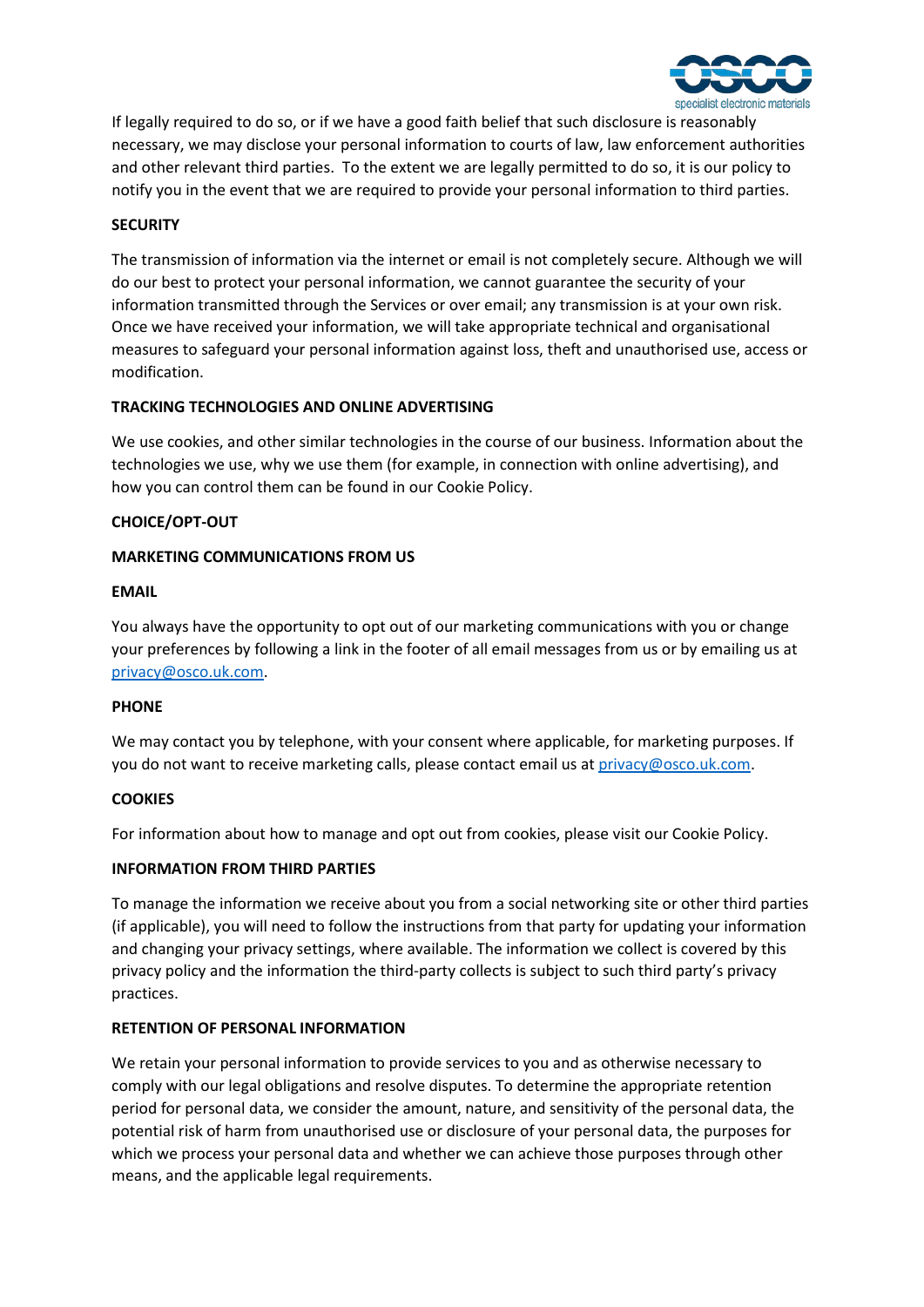If legally required to do so, or if we have a good faith belief that such disclosure is reasonably necessary, we may disclose your personal information to courts of law, law enforcement authorities and other relevant third parties. To the extent we are legally permitted to do so, it is our policy to notify you in the event that we are required to provide your personal information to third parties.

**SECURITY**

The transmission of information via the internet or email is not completely secure. Although we will do our best to protect your personal information, we cannot guarantee the security of your information transmitted through the Services or over email; any transmission is at your own risk. Once we have received your information, we will take appropriate technical and organisational measures to safeguard your personal information against loss, theft and unauthorised use, access or modification.

**TRACKING TECHNOLOGIES AND ONLINE ADVERTISING**

We use cookies, and other similar technologies in the course of our business. Information about the technologies we use, why we use them (for example, in connection with online advertising), and how you can control them can be found in our Cookie Policy.

**CHOICE/OPT-OUT**

**MARKETING COMMUNICATIONS FROM US**

**EMAIL**

You always have the opportunity to opt out of our marketing communications with you or change your preferences by following a link in the footer of all email messages from us or by emailing us at privacy@osco.uk.com.

**PHONE**

We may contact you by telephone, with your consent where applicable, for marketing purposes. If you do not want to receive marketing calls, please contact email us at privacy@osco.uk.com.

**COOKIES**

For information about how to manage and opt out from cookies, please visit our Cookie Policy.

**INFORMATION FROM THIRD PARTIES**

To manage the information we receive about you from a social networking site or other third parties (if applicable), you will need to follow the instructions from that party for updating your information and changing your privacy settings, where available. The information we collect is covered by this privacy policy and the information the third-party collects is subject to such third party's privacy practices.

**RETENTION OF PERSONAL INFORMATION**

We retain your personal information to provide services to you and as otherwise necessary to comply with our legal obligations and resolve disputes. To determine the appropriate retention period for personal data, we consider the amount, nature, and sensitivity of the personal data, the potential risk of harm from unauthorised use or disclosure of your personal data, the purposes for which we process your personal data and whether we can achieve those purposes through other means, and the applicable legal requirements.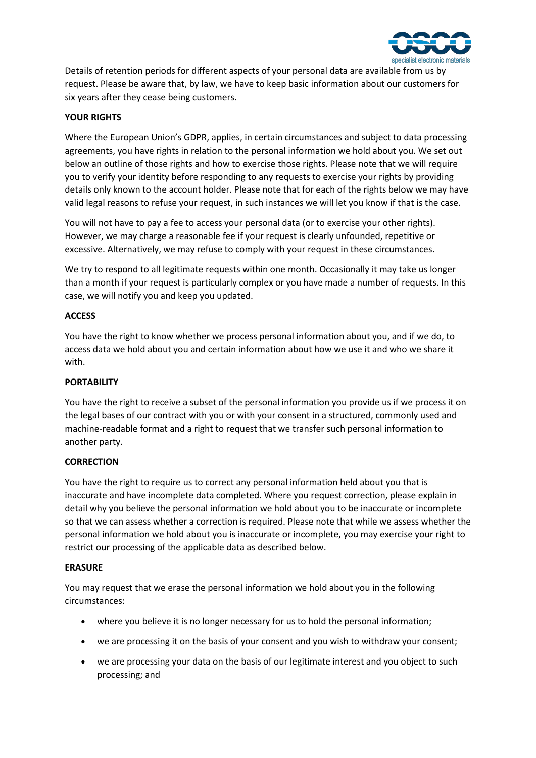Details of retention periods for different aspects of your personal data are available from us by request. Please be aware that, by law, we have to keep basic information about our customers for six years after they cease being customers.

**YOUR RIGHTS**

Where the European Union's GDPR, applies, in certain circumstances and subject to data processing agreements, you have rights in relation to the personal information we hold about you. We set out below an outline of those rights and how to exercise those rights. Please note that we will require you to verify your identity before responding to any requests to exercise your rights by providing details only known to the account holder. Please note that for each of the rights below we may have valid legal reasons to refuse your request, in such instances we will let you know if that is the case.

You will not have to pay a fee to access your personal data (or to exercise your other rights). However, we may charge a reasonable fee if your request is clearly unfounded, repetitive or excessive. Alternatively, we may refuse to comply with your request in these circumstances.

We try to respond to all legitimate requests within one month. Occasionally it may take us longer than a month if your request is particularly complex or you have made a number of requests. In this case, we will notify you and keep you updated.

**ACCESS**

You have the right to know whether we process personal information about you, and if we do, to access data we hold about you and certain information about how we use it and who we share it with.

**PORTABILITY**

You have the right to receive a subset of the personal information you provide us if we process it on the legal bases of our contract with you or with your consent in a structured, commonly used and machine-readable format and a right to request that we transfer such personal information to another party.

**CORRECTION**

You have the right to require us to correct any personal information held about you that is inaccurate and have incomplete data completed. Where you request correction, please explain in detail why you believe the personal information we hold about you to be inaccurate or incomplete so that we can assess whether a correction is required. Please note that while we assess whether the personal information we hold about you is inaccurate or incomplete, you may exercise your right to restrict our processing of the applicable data as described below.

**ERASURE**

You may request that we erase the personal information we hold about you in the following circumstances:

- where you believe it is no longer necessary for us to hold the personal information;
- we are processing it on the basis of your consent and you wish to withdraw your consent;
- we are processing your data on the basis of our legitimate interest and you object to such processing; and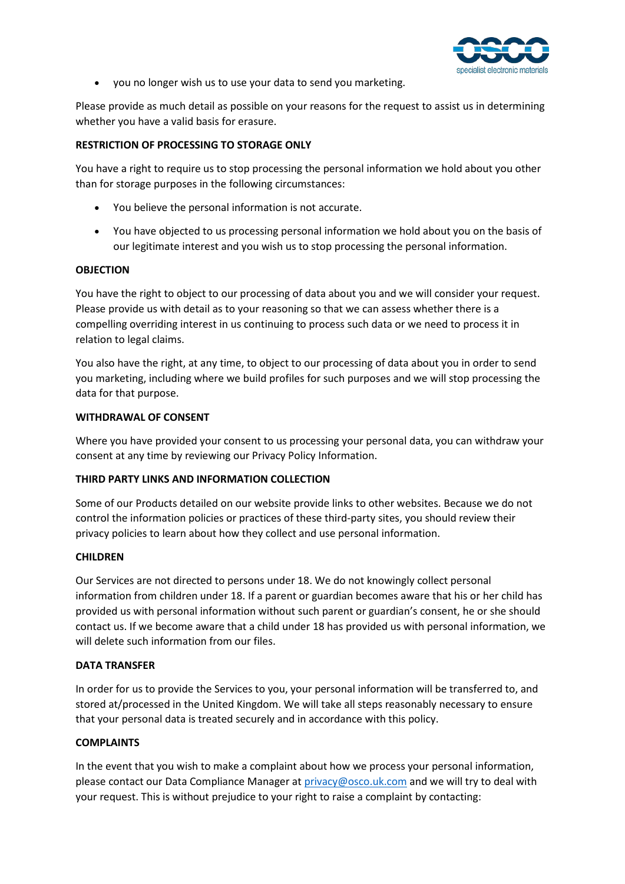- you no longer wish us to use your data to send you marketing.

Please provide as much detail as possible on your reasons for the request to assist us in determining whether you have a valid basis for erasure.

**RESTRICTION OF PROCESSING TO STORAGE ONLY**

You have a right to require us to stop processing the personal information we hold about you other than for storage purposes in the following circumstances:

- You believe the personal information is not accurate.
- You have objected to us processing personal information we hold about you on the basis of our legitimate interest and you wish us to stop processing the personal information.

**OBJECTION**

You have the right to object to our processing of data about you and we will consider your request. Please provide us with detail as to your reasoning so that we can assess whether there is a compelling overriding interest in us continuing to process such data or we need to process it in relation to legal claims.

You also have the right, at any time, to object to our processing of data about you in order to send you marketing, including where we build profiles for such purposes and we will stop processing the data for that purpose.

**WITHDRAWAL OF CONSENT**

Where you have provided your consent to us processing your personal data, you can withdraw your consent at any time by reviewing our Privacy Policy Information.

**THIRD PARTY LINKS AND INFORMATION COLLECTION**

Some of our Products detailed on our website provide links to other websites. Because we do not control the information policies or practices of these third-party sites, you should review their privacy policies to learn about how they collect and use personal information.

**CHILDREN**

Our Services are not directed to persons under 18. We do not knowingly collect personal information from children under 18. If a parent or guardian becomes aware that his or her child has provided us with personal information without such parent or guardian's consent, he or she should contact us. If we become aware that a child under 18 has provided us with personal information, we will delete such information from our files.

**DATA TRANSFER**

In order for us to provide the Services to you, your personal information will be transferred to, and stored at/processed in the United Kingdom. We will take all steps reasonably necessary to ensure that your personal data is treated securely and in accordance with this policy.

**COMPLAINTS**

In the event that you wish to make a complaint about how we process your personal information, please contact our Data Compliance Manager at privacy@osco.uk.com and we will try to deal with your request. This is without prejudice to your right to raise a complaint by contacting: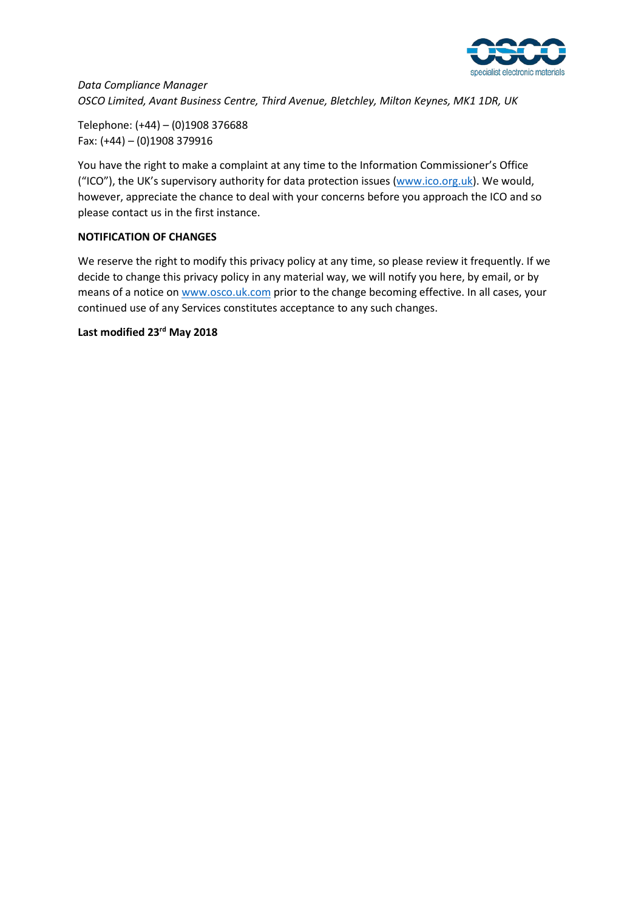*Data Compliance Manager*
*OSCO Limited, Avant Business Centre, Third Avenue, Bletchley, Milton Keynes, MK1 1DR, UK*

Telephone: (+44) – (0)1908 376688
Fax: (+44) – (0)1908 379916

You have the right to make a complaint at any time to the Information Commissioner's Office ("ICO"), the UK's supervisory authority for data protection issues (www.ico.org.uk). We would, however, appreciate the chance to deal with your concerns before you approach the ICO and so please contact us in the first instance.

**NOTIFICATION OF CHANGES**

We reserve the right to modify this privacy policy at any time, so please review it frequently. If we decide to change this privacy policy in any material way, we will notify you here, by email, or by means of a notice on www.osco.uk.com prior to the change becoming effective. In all cases, your continued use of any Services constitutes acceptance to any such changes.

**Last modified 23rd May 2018**